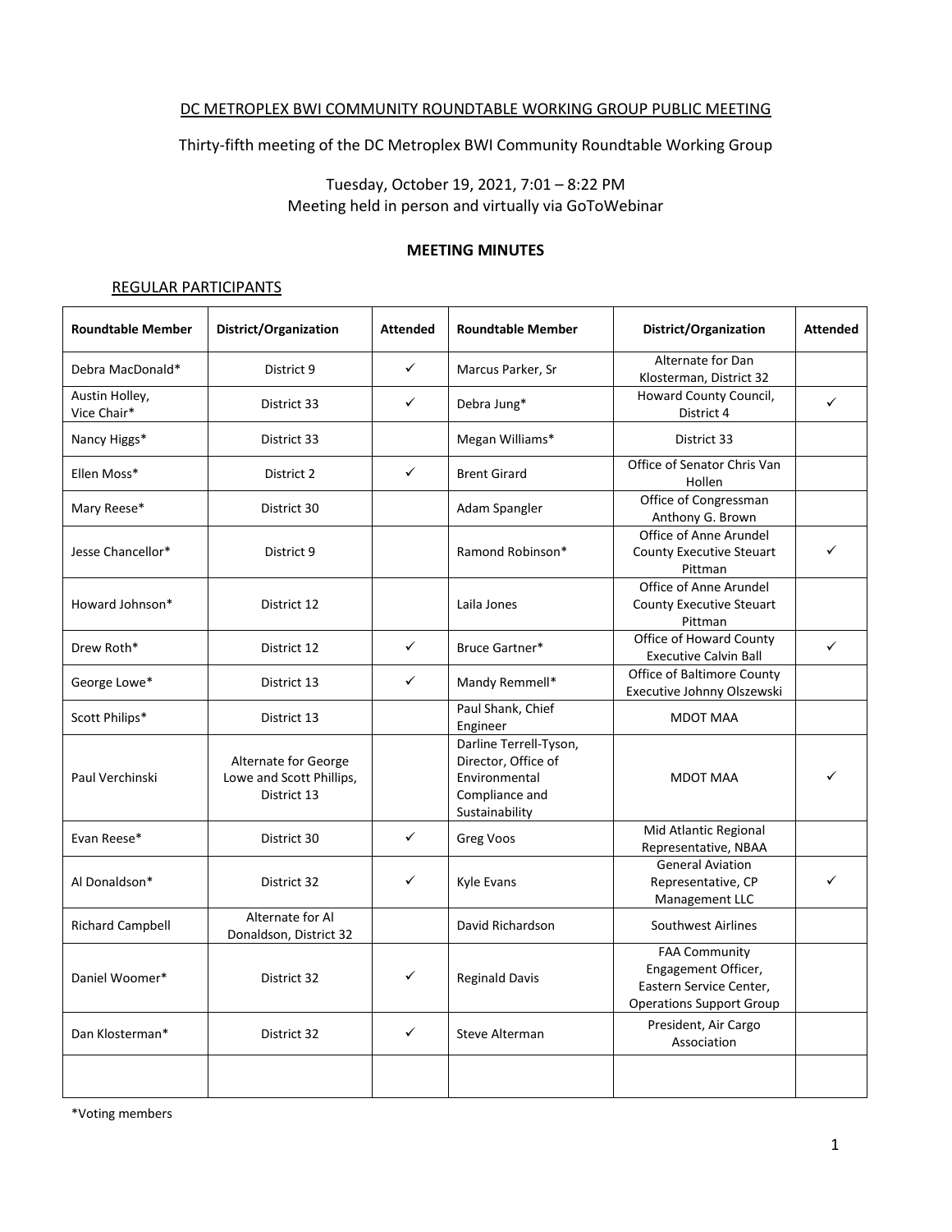DC METROPLEX BWI COMMUNITY ROUNDTABLE WORKING GROUP PUBLIC MEETING

Thirty-fifth meeting of the DC Metroplex BWI Community Roundtable Working Group

Tuesday, October 19, 2021, 7:01 – 8:22 PM
Meeting held in person and virtually via GoToWebinar

**MEETING MINUTES**

REGULAR PARTICIPANTS

| Roundtable Member | District/Organization | Attended | Roundtable Member | District/Organization | Attended |
|---|---|---|---|---|---|
| Debra MacDonald* | District 9 | ✓ | Marcus Parker, Sr | Alternate for Dan Klosterman, District 32 | |
| Austin Holley, Vice Chair* | District 33 | ✓ | Debra Jung* | Howard County Council, District 4 | ✓ |
| Nancy Higgs* | District 33 | | Megan Williams* | District 33 | |
| Ellen Moss* | District 2 | ✓ | Brent Girard | Office of Senator Chris Van Hollen | |
| Mary Reese* | District 30 | | Adam Spangler | Office of Congressman Anthony G. Brown | |
| Jesse Chancellor* | District 9 | | Ramond Robinson* | Office of Anne Arundel County Executive Steuart Pittman | ✓ |
| Howard Johnson* | District 12 | | Laila Jones | Office of Anne Arundel County Executive Steuart Pittman | |
| Drew Roth* | District 12 | ✓ | Bruce Gartner* | Office of Howard County Executive Calvin Ball | ✓ |
| George Lowe* | District 13 | ✓ | Mandy Remmell* | Office of Baltimore County Executive Johnny Olszewski | |
| Scott Philips* | District 13 | | Paul Shank, Chief Engineer | MDOT MAA | |
| Paul Verchinski | Alternate for George Lowe and Scott Phillips, District 13 | | Darline Terrell-Tyson, Director, Office of Environmental Compliance and Sustainability | MDOT MAA | ✓ |
| Evan Reese* | District 30 | ✓ | Greg Voos | Mid Atlantic Regional Representative, NBAA | |
| Al Donaldson* | District 32 | ✓ | Kyle Evans | General Aviation Representative, CP Management LLC | ✓ |
| Richard Campbell | Alternate for Al Donaldson, District 32 | | David Richardson | Southwest Airlines | |
| Daniel Woomer* | District 32 | ✓ | Reginald Davis | FAA Community Engagement Officer, Eastern Service Center, Operations Support Group | |
| Dan Klosterman* | District 32 | ✓ | Steve Alterman | President, Air Cargo Association | |
| | | | | | |

*Voting members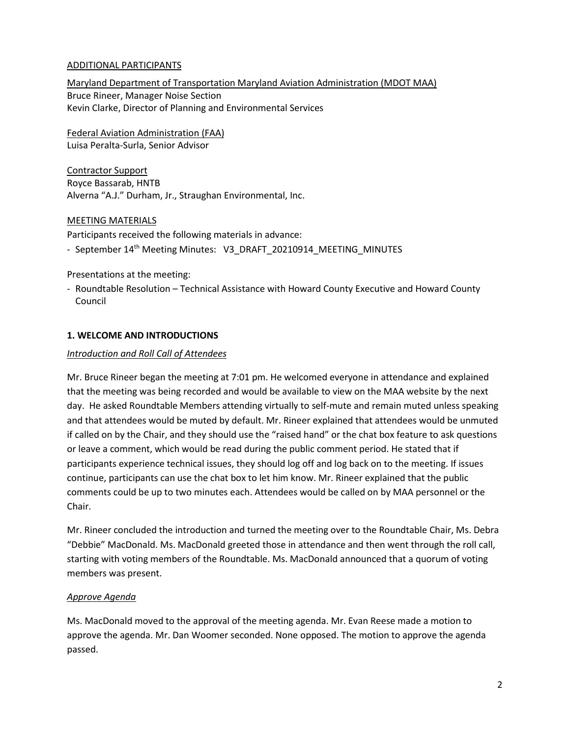ADDITIONAL PARTICIPANTS

Maryland Department of Transportation Maryland Aviation Administration (MDOT MAA)
Bruce Rineer, Manager Noise Section
Kevin Clarke, Director of Planning and Environmental Services

Federal Aviation Administration (FAA)
Luisa Peralta-Surla, Senior Advisor

Contractor Support
Royce Bassarab, HNTB
Alverna "A.J." Durham, Jr., Straughan Environmental, Inc.

MEETING MATERIALS

Participants received the following materials in advance:

- September 14th Meeting Minutes: V3_DRAFT_20210914_MEETING_MINUTES

Presentations at the meeting:

- Roundtable Resolution – Technical Assistance with Howard County Executive and Howard County Council

## 1. WELCOME AND INTRODUCTIONS

*Introduction and Roll Call of Attendees*

Mr. Bruce Rineer began the meeting at 7:01 pm. He welcomed everyone in attendance and explained that the meeting was being recorded and would be available to view on the MAA website by the next day. He asked Roundtable Members attending virtually to self-mute and remain muted unless speaking and that attendees would be muted by default. Mr. Rineer explained that attendees would be unmuted if called on by the Chair, and they should use the "raised hand" or the chat box feature to ask questions or leave a comment, which would be read during the public comment period. He stated that if participants experience technical issues, they should log off and log back on to the meeting. If issues continue, participants can use the chat box to let him know. Mr. Rineer explained that the public comments could be up to two minutes each. Attendees would be called on by MAA personnel or the Chair.

Mr. Rineer concluded the introduction and turned the meeting over to the Roundtable Chair, Ms. Debra "Debbie" MacDonald. Ms. MacDonald greeted those in attendance and then went through the roll call, starting with voting members of the Roundtable. Ms. MacDonald announced that a quorum of voting members was present.

*Approve Agenda*

Ms. MacDonald moved to the approval of the meeting agenda. Mr. Evan Reese made a motion to approve the agenda. Mr. Dan Woomer seconded. None opposed. The motion to approve the agenda passed.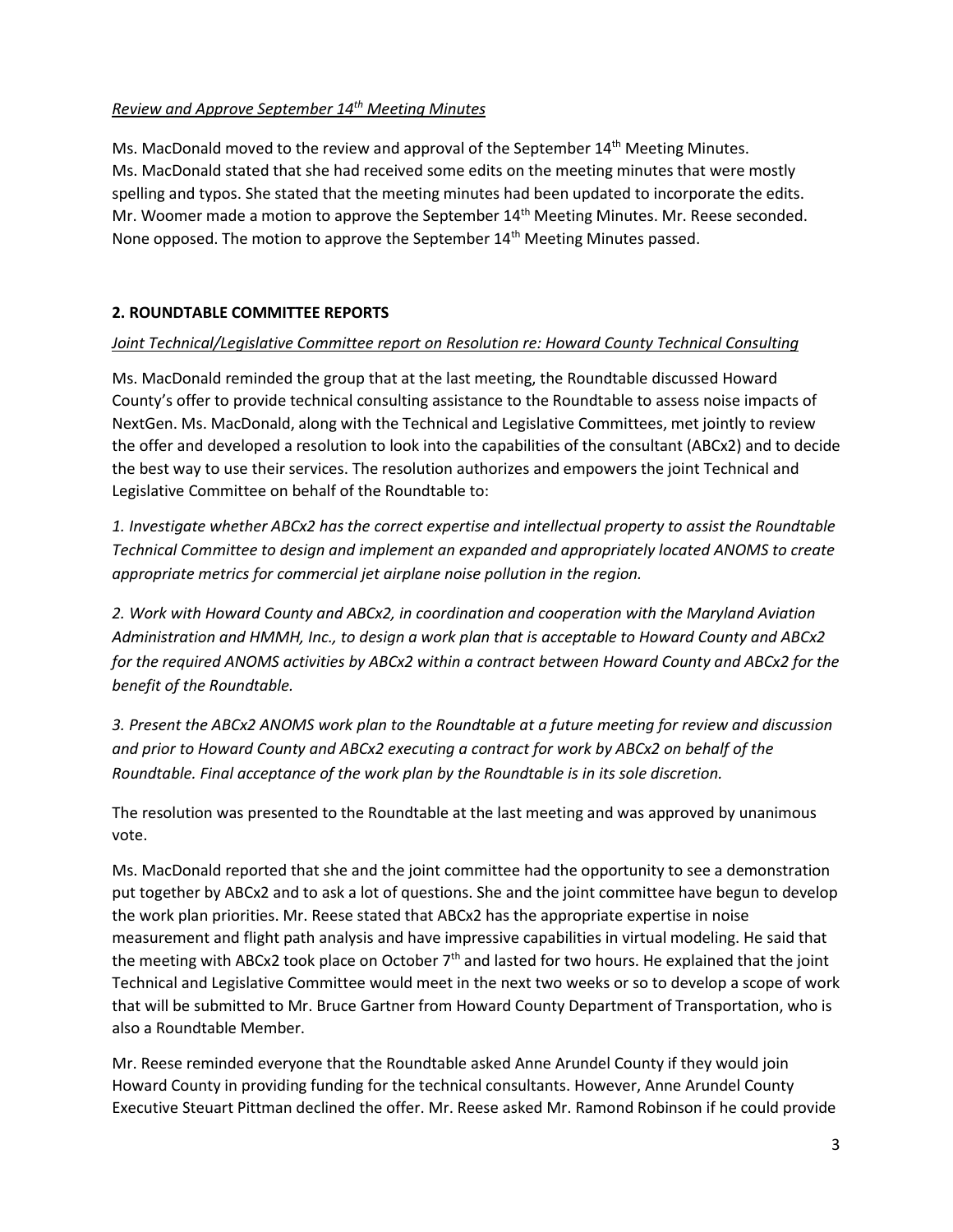*Review and Approve September 14th Meeting Minutes*

Ms. MacDonald moved to the review and approval of the September 14th Meeting Minutes. Ms. MacDonald stated that she had received some edits on the meeting minutes that were mostly spelling and typos. She stated that the meeting minutes had been updated to incorporate the edits. Mr. Woomer made a motion to approve the September 14th Meeting Minutes. Mr. Reese seconded. None opposed. The motion to approve the September 14th Meeting Minutes passed.

## 2. ROUNDTABLE COMMITTEE REPORTS

*Joint Technical/Legislative Committee report on Resolution re: Howard County Technical Consulting*

Ms. MacDonald reminded the group that at the last meeting, the Roundtable discussed Howard County's offer to provide technical consulting assistance to the Roundtable to assess noise impacts of NextGen. Ms. MacDonald, along with the Technical and Legislative Committees, met jointly to review the offer and developed a resolution to look into the capabilities of the consultant (ABCx2) and to decide the best way to use their services. The resolution authorizes and empowers the joint Technical and Legislative Committee on behalf of the Roundtable to:

*1. Investigate whether ABCx2 has the correct expertise and intellectual property to assist the Roundtable Technical Committee to design and implement an expanded and appropriately located ANOMS to create appropriate metrics for commercial jet airplane noise pollution in the region.*

*2. Work with Howard County and ABCx2, in coordination and cooperation with the Maryland Aviation Administration and HMMH, Inc., to design a work plan that is acceptable to Howard County and ABCx2 for the required ANOMS activities by ABCx2 within a contract between Howard County and ABCx2 for the benefit of the Roundtable.*

*3. Present the ABCx2 ANOMS work plan to the Roundtable at a future meeting for review and discussion and prior to Howard County and ABCx2 executing a contract for work by ABCx2 on behalf of the Roundtable. Final acceptance of the work plan by the Roundtable is in its sole discretion.*

The resolution was presented to the Roundtable at the last meeting and was approved by unanimous vote.

Ms. MacDonald reported that she and the joint committee had the opportunity to see a demonstration put together by ABCx2 and to ask a lot of questions. She and the joint committee have begun to develop the work plan priorities. Mr. Reese stated that ABCx2 has the appropriate expertise in noise measurement and flight path analysis and have impressive capabilities in virtual modeling. He said that the meeting with ABCx2 took place on October 7th and lasted for two hours. He explained that the joint Technical and Legislative Committee would meet in the next two weeks or so to develop a scope of work that will be submitted to Mr. Bruce Gartner from Howard County Department of Transportation, who is also a Roundtable Member.

Mr. Reese reminded everyone that the Roundtable asked Anne Arundel County if they would join Howard County in providing funding for the technical consultants. However, Anne Arundel County Executive Steuart Pittman declined the offer. Mr. Reese asked Mr. Ramond Robinson if he could provide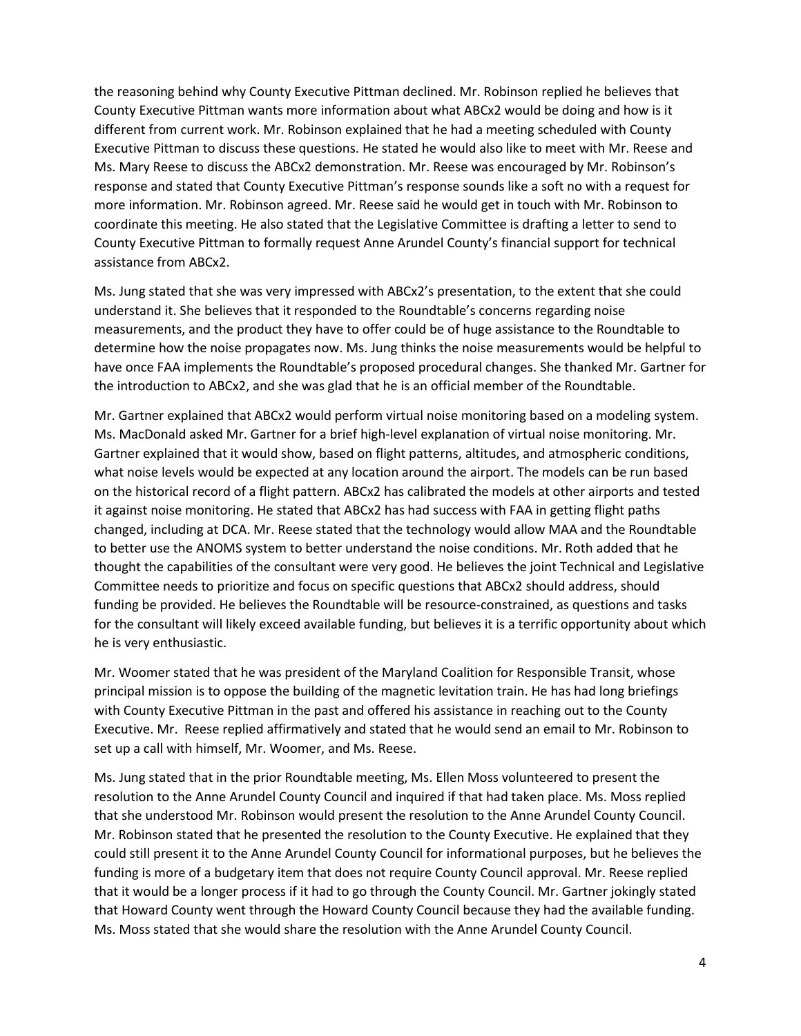the reasoning behind why County Executive Pittman declined. Mr. Robinson replied he believes that County Executive Pittman wants more information about what ABCx2 would be doing and how is it different from current work. Mr. Robinson explained that he had a meeting scheduled with County Executive Pittman to discuss these questions. He stated he would also like to meet with Mr. Reese and Ms. Mary Reese to discuss the ABCx2 demonstration. Mr. Reese was encouraged by Mr. Robinson's response and stated that County Executive Pittman's response sounds like a soft no with a request for more information. Mr. Robinson agreed. Mr. Reese said he would get in touch with Mr. Robinson to coordinate this meeting. He also stated that the Legislative Committee is drafting a letter to send to County Executive Pittman to formally request Anne Arundel County's financial support for technical assistance from ABCx2.

Ms. Jung stated that she was very impressed with ABCx2's presentation, to the extent that she could understand it. She believes that it responded to the Roundtable's concerns regarding noise measurements, and the product they have to offer could be of huge assistance to the Roundtable to determine how the noise propagates now. Ms. Jung thinks the noise measurements would be helpful to have once FAA implements the Roundtable's proposed procedural changes. She thanked Mr. Gartner for the introduction to ABCx2, and she was glad that he is an official member of the Roundtable.

Mr. Gartner explained that ABCx2 would perform virtual noise monitoring based on a modeling system. Ms. MacDonald asked Mr. Gartner for a brief high-level explanation of virtual noise monitoring. Mr. Gartner explained that it would show, based on flight patterns, altitudes, and atmospheric conditions, what noise levels would be expected at any location around the airport. The models can be run based on the historical record of a flight pattern. ABCx2 has calibrated the models at other airports and tested it against noise monitoring. He stated that ABCx2 has had success with FAA in getting flight paths changed, including at DCA. Mr. Reese stated that the technology would allow MAA and the Roundtable to better use the ANOMS system to better understand the noise conditions. Mr. Roth added that he thought the capabilities of the consultant were very good. He believes the joint Technical and Legislative Committee needs to prioritize and focus on specific questions that ABCx2 should address, should funding be provided. He believes the Roundtable will be resource-constrained, as questions and tasks for the consultant will likely exceed available funding, but believes it is a terrific opportunity about which he is very enthusiastic.

Mr. Woomer stated that he was president of the Maryland Coalition for Responsible Transit, whose principal mission is to oppose the building of the magnetic levitation train. He has had long briefings with County Executive Pittman in the past and offered his assistance in reaching out to the County Executive. Mr. Reese replied affirmatively and stated that he would send an email to Mr. Robinson to set up a call with himself, Mr. Woomer, and Ms. Reese.

Ms. Jung stated that in the prior Roundtable meeting, Ms. Ellen Moss volunteered to present the resolution to the Anne Arundel County Council and inquired if that had taken place. Ms. Moss replied that she understood Mr. Robinson would present the resolution to the Anne Arundel County Council. Mr. Robinson stated that he presented the resolution to the County Executive. He explained that they could still present it to the Anne Arundel County Council for informational purposes, but he believes the funding is more of a budgetary item that does not require County Council approval. Mr. Reese replied that it would be a longer process if it had to go through the County Council. Mr. Gartner jokingly stated that Howard County went through the Howard County Council because they had the available funding. Ms. Moss stated that she would share the resolution with the Anne Arundel County Council.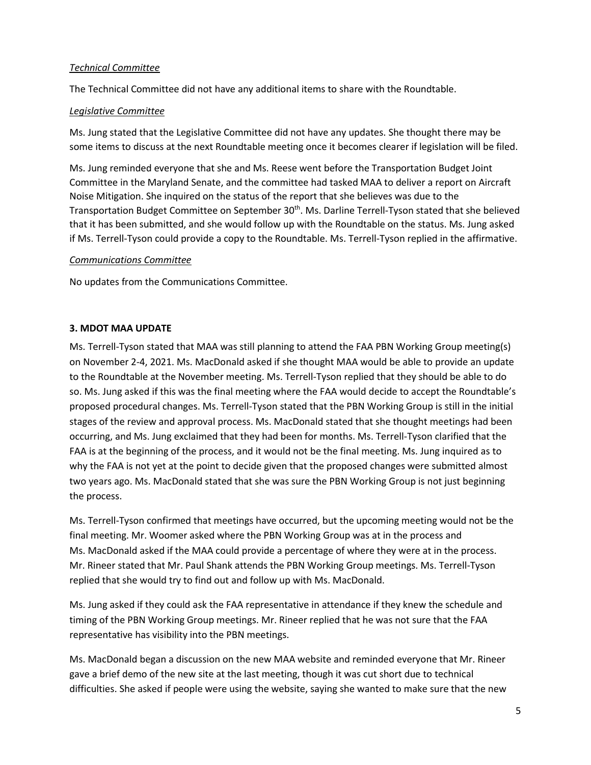*Technical Committee*

The Technical Committee did not have any additional items to share with the Roundtable.

*Legislative Committee*

Ms. Jung stated that the Legislative Committee did not have any updates. She thought there may be some items to discuss at the next Roundtable meeting once it becomes clearer if legislation will be filed.

Ms. Jung reminded everyone that she and Ms. Reese went before the Transportation Budget Joint Committee in the Maryland Senate, and the committee had tasked MAA to deliver a report on Aircraft Noise Mitigation. She inquired on the status of the report that she believes was due to the Transportation Budget Committee on September 30th. Ms. Darline Terrell-Tyson stated that she believed that it has been submitted, and she would follow up with the Roundtable on the status. Ms. Jung asked if Ms. Terrell-Tyson could provide a copy to the Roundtable. Ms. Terrell-Tyson replied in the affirmative.

*Communications Committee*

No updates from the Communications Committee.

## 3. MDOT MAA UPDATE

Ms. Terrell-Tyson stated that MAA was still planning to attend the FAA PBN Working Group meeting(s) on November 2-4, 2021. Ms. MacDonald asked if she thought MAA would be able to provide an update to the Roundtable at the November meeting. Ms. Terrell-Tyson replied that they should be able to do so. Ms. Jung asked if this was the final meeting where the FAA would decide to accept the Roundtable's proposed procedural changes. Ms. Terrell-Tyson stated that the PBN Working Group is still in the initial stages of the review and approval process. Ms. MacDonald stated that she thought meetings had been occurring, and Ms. Jung exclaimed that they had been for months. Ms. Terrell-Tyson clarified that the FAA is at the beginning of the process, and it would not be the final meeting. Ms. Jung inquired as to why the FAA is not yet at the point to decide given that the proposed changes were submitted almost two years ago. Ms. MacDonald stated that she was sure the PBN Working Group is not just beginning the process.

Ms. Terrell-Tyson confirmed that meetings have occurred, but the upcoming meeting would not be the final meeting. Mr. Woomer asked where the PBN Working Group was at in the process and Ms. MacDonald asked if the MAA could provide a percentage of where they were at in the process. Mr. Rineer stated that Mr. Paul Shank attends the PBN Working Group meetings. Ms. Terrell-Tyson replied that she would try to find out and follow up with Ms. MacDonald.

Ms. Jung asked if they could ask the FAA representative in attendance if they knew the schedule and timing of the PBN Working Group meetings. Mr. Rineer replied that he was not sure that the FAA representative has visibility into the PBN meetings.

Ms. MacDonald began a discussion on the new MAA website and reminded everyone that Mr. Rineer gave a brief demo of the new site at the last meeting, though it was cut short due to technical difficulties. She asked if people were using the website, saying she wanted to make sure that the new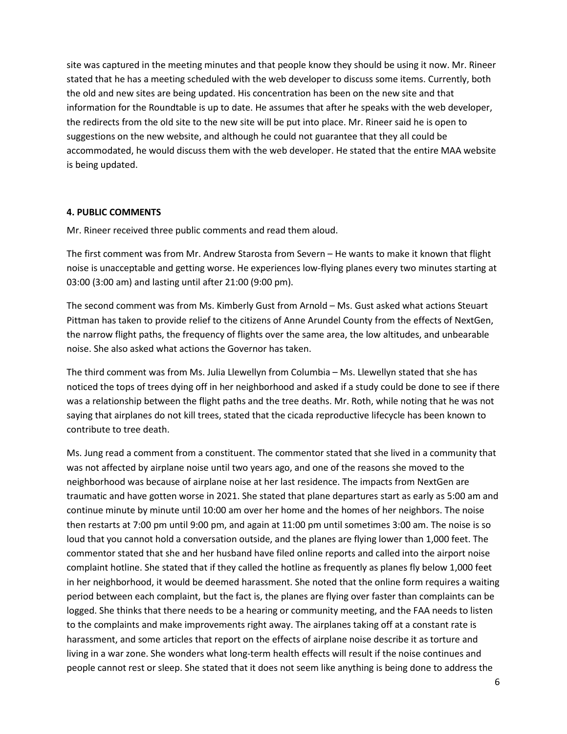site was captured in the meeting minutes and that people know they should be using it now. Mr. Rineer stated that he has a meeting scheduled with the web developer to discuss some items. Currently, both the old and new sites are being updated. His concentration has been on the new site and that information for the Roundtable is up to date. He assumes that after he speaks with the web developer, the redirects from the old site to the new site will be put into place. Mr. Rineer said he is open to suggestions on the new website, and although he could not guarantee that they all could be accommodated, he would discuss them with the web developer. He stated that the entire MAA website is being updated.

**4. PUBLIC COMMENTS**

Mr. Rineer received three public comments and read them aloud.

The first comment was from Mr. Andrew Starosta from Severn – He wants to make it known that flight noise is unacceptable and getting worse. He experiences low-flying planes every two minutes starting at 03:00 (3:00 am) and lasting until after 21:00 (9:00 pm).

The second comment was from Ms. Kimberly Gust from Arnold – Ms. Gust asked what actions Steuart Pittman has taken to provide relief to the citizens of Anne Arundel County from the effects of NextGen, the narrow flight paths, the frequency of flights over the same area, the low altitudes, and unbearable noise. She also asked what actions the Governor has taken.

The third comment was from Ms. Julia Llewellyn from Columbia – Ms. Llewellyn stated that she has noticed the tops of trees dying off in her neighborhood and asked if a study could be done to see if there was a relationship between the flight paths and the tree deaths. Mr. Roth, while noting that he was not saying that airplanes do not kill trees, stated that the cicada reproductive lifecycle has been known to contribute to tree death.

Ms. Jung read a comment from a constituent. The commentor stated that she lived in a community that was not affected by airplane noise until two years ago, and one of the reasons she moved to the neighborhood was because of airplane noise at her last residence. The impacts from NextGen are traumatic and have gotten worse in 2021. She stated that plane departures start as early as 5:00 am and continue minute by minute until 10:00 am over her home and the homes of her neighbors. The noise then restarts at 7:00 pm until 9:00 pm, and again at 11:00 pm until sometimes 3:00 am. The noise is so loud that you cannot hold a conversation outside, and the planes are flying lower than 1,000 feet. The commentor stated that she and her husband have filed online reports and called into the airport noise complaint hotline. She stated that if they called the hotline as frequently as planes fly below 1,000 feet in her neighborhood, it would be deemed harassment. She noted that the online form requires a waiting period between each complaint, but the fact is, the planes are flying over faster than complaints can be logged. She thinks that there needs to be a hearing or community meeting, and the FAA needs to listen to the complaints and make improvements right away. The airplanes taking off at a constant rate is harassment, and some articles that report on the effects of airplane noise describe it as torture and living in a war zone. She wonders what long-term health effects will result if the noise continues and people cannot rest or sleep. She stated that it does not seem like anything is being done to address the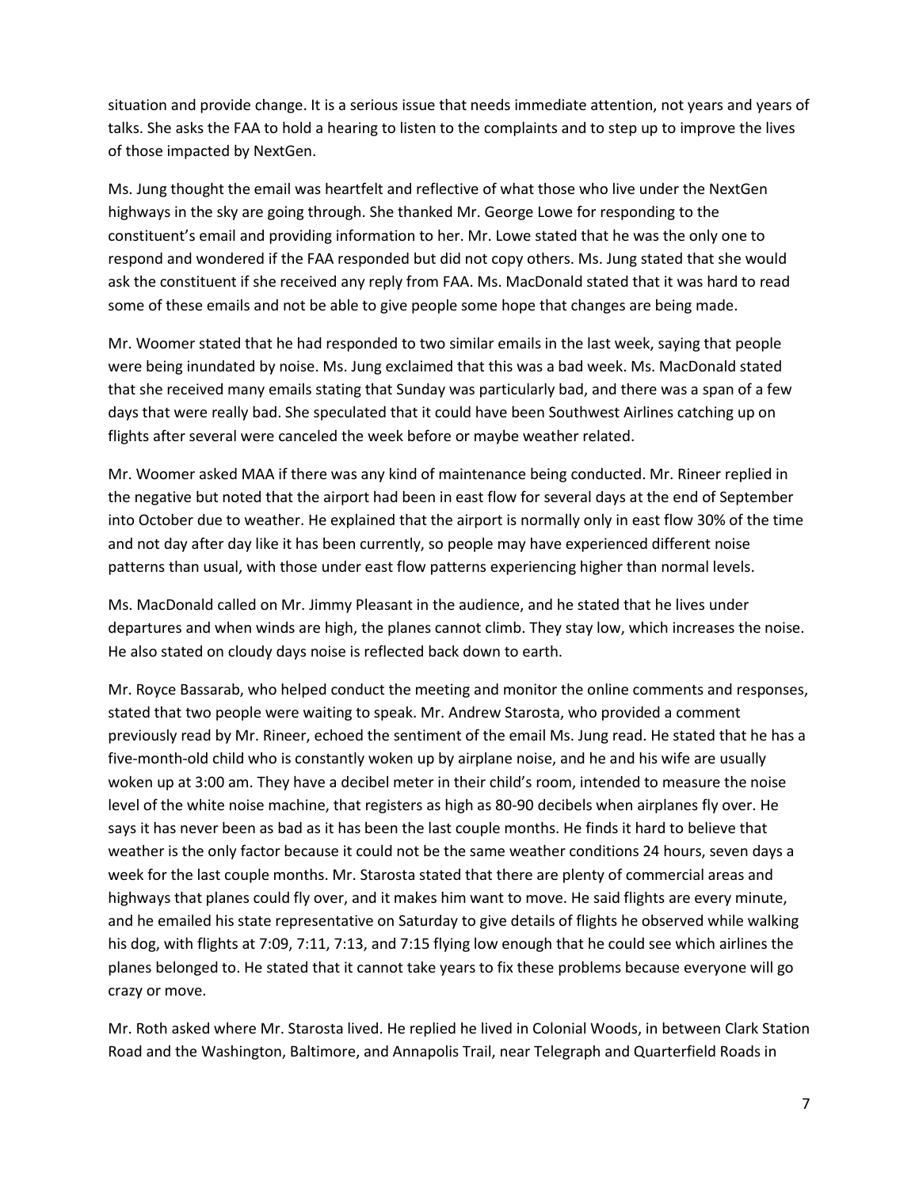situation and provide change. It is a serious issue that needs immediate attention, not years and years of talks. She asks the FAA to hold a hearing to listen to the complaints and to step up to improve the lives of those impacted by NextGen.

Ms. Jung thought the email was heartfelt and reflective of what those who live under the NextGen highways in the sky are going through. She thanked Mr. George Lowe for responding to the constituent's email and providing information to her. Mr. Lowe stated that he was the only one to respond and wondered if the FAA responded but did not copy others. Ms. Jung stated that she would ask the constituent if she received any reply from FAA. Ms. MacDonald stated that it was hard to read some of these emails and not be able to give people some hope that changes are being made.

Mr. Woomer stated that he had responded to two similar emails in the last week, saying that people were being inundated by noise. Ms. Jung exclaimed that this was a bad week. Ms. MacDonald stated that she received many emails stating that Sunday was particularly bad, and there was a span of a few days that were really bad. She speculated that it could have been Southwest Airlines catching up on flights after several were canceled the week before or maybe weather related.

Mr. Woomer asked MAA if there was any kind of maintenance being conducted. Mr. Rineer replied in the negative but noted that the airport had been in east flow for several days at the end of September into October due to weather. He explained that the airport is normally only in east flow 30% of the time and not day after day like it has been currently, so people may have experienced different noise patterns than usual, with those under east flow patterns experiencing higher than normal levels.

Ms. MacDonald called on Mr. Jimmy Pleasant in the audience, and he stated that he lives under departures and when winds are high, the planes cannot climb. They stay low, which increases the noise. He also stated on cloudy days noise is reflected back down to earth.

Mr. Royce Bassarab, who helped conduct the meeting and monitor the online comments and responses, stated that two people were waiting to speak. Mr. Andrew Starosta, who provided a comment previously read by Mr. Rineer, echoed the sentiment of the email Ms. Jung read. He stated that he has a five-month-old child who is constantly woken up by airplane noise, and he and his wife are usually woken up at 3:00 am. They have a decibel meter in their child's room, intended to measure the noise level of the white noise machine, that registers as high as 80-90 decibels when airplanes fly over. He says it has never been as bad as it has been the last couple months. He finds it hard to believe that weather is the only factor because it could not be the same weather conditions 24 hours, seven days a week for the last couple months. Mr. Starosta stated that there are plenty of commercial areas and highways that planes could fly over, and it makes him want to move. He said flights are every minute, and he emailed his state representative on Saturday to give details of flights he observed while walking his dog, with flights at 7:09, 7:11, 7:13, and 7:15 flying low enough that he could see which airlines the planes belonged to. He stated that it cannot take years to fix these problems because everyone will go crazy or move.

Mr. Roth asked where Mr. Starosta lived. He replied he lived in Colonial Woods, in between Clark Station Road and the Washington, Baltimore, and Annapolis Trail, near Telegraph and Quarterfield Roads in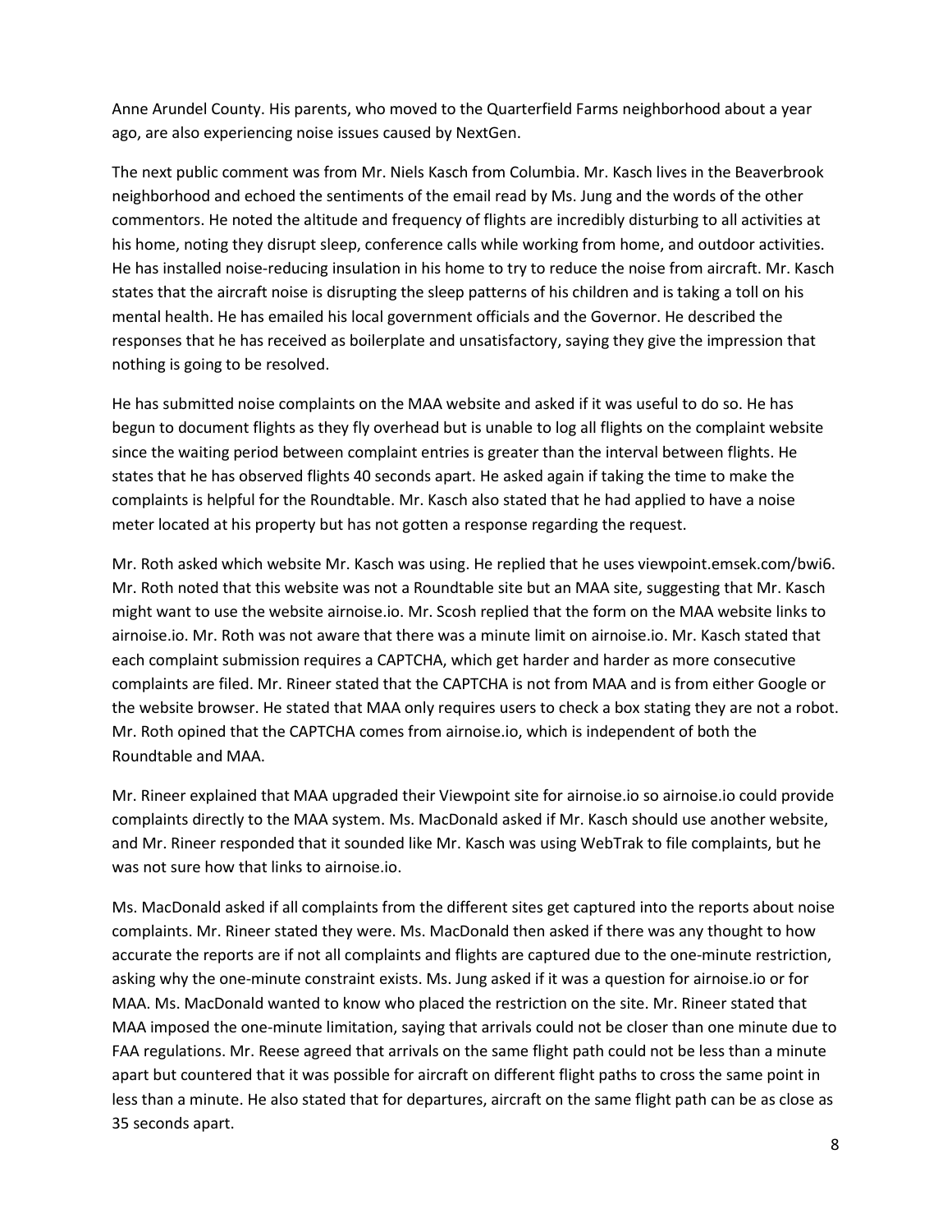Anne Arundel County. His parents, who moved to the Quarterfield Farms neighborhood about a year ago, are also experiencing noise issues caused by NextGen.

The next public comment was from Mr. Niels Kasch from Columbia. Mr. Kasch lives in the Beaverbrook neighborhood and echoed the sentiments of the email read by Ms. Jung and the words of the other commentors. He noted the altitude and frequency of flights are incredibly disturbing to all activities at his home, noting they disrupt sleep, conference calls while working from home, and outdoor activities. He has installed noise-reducing insulation in his home to try to reduce the noise from aircraft. Mr. Kasch states that the aircraft noise is disrupting the sleep patterns of his children and is taking a toll on his mental health. He has emailed his local government officials and the Governor. He described the responses that he has received as boilerplate and unsatisfactory, saying they give the impression that nothing is going to be resolved.

He has submitted noise complaints on the MAA website and asked if it was useful to do so. He has begun to document flights as they fly overhead but is unable to log all flights on the complaint website since the waiting period between complaint entries is greater than the interval between flights. He states that he has observed flights 40 seconds apart. He asked again if taking the time to make the complaints is helpful for the Roundtable. Mr. Kasch also stated that he had applied to have a noise meter located at his property but has not gotten a response regarding the request.

Mr. Roth asked which website Mr. Kasch was using. He replied that he uses viewpoint.emsek.com/bwi6. Mr. Roth noted that this website was not a Roundtable site but an MAA site, suggesting that Mr. Kasch might want to use the website airnoise.io. Mr. Scosh replied that the form on the MAA website links to airnoise.io. Mr. Roth was not aware that there was a minute limit on airnoise.io. Mr. Kasch stated that each complaint submission requires a CAPTCHA, which get harder and harder as more consecutive complaints are filed. Mr. Rineer stated that the CAPTCHA is not from MAA and is from either Google or the website browser. He stated that MAA only requires users to check a box stating they are not a robot. Mr. Roth opined that the CAPTCHA comes from airnoise.io, which is independent of both the Roundtable and MAA.

Mr. Rineer explained that MAA upgraded their Viewpoint site for airnoise.io so airnoise.io could provide complaints directly to the MAA system. Ms. MacDonald asked if Mr. Kasch should use another website, and Mr. Rineer responded that it sounded like Mr. Kasch was using WebTrak to file complaints, but he was not sure how that links to airnoise.io.

Ms. MacDonald asked if all complaints from the different sites get captured into the reports about noise complaints. Mr. Rineer stated they were. Ms. MacDonald then asked if there was any thought to how accurate the reports are if not all complaints and flights are captured due to the one-minute restriction, asking why the one-minute constraint exists. Ms. Jung asked if it was a question for airnoise.io or for MAA. Ms. MacDonald wanted to know who placed the restriction on the site. Mr. Rineer stated that MAA imposed the one-minute limitation, saying that arrivals could not be closer than one minute due to FAA regulations. Mr. Reese agreed that arrivals on the same flight path could not be less than a minute apart but countered that it was possible for aircraft on different flight paths to cross the same point in less than a minute. He also stated that for departures, aircraft on the same flight path can be as close as 35 seconds apart.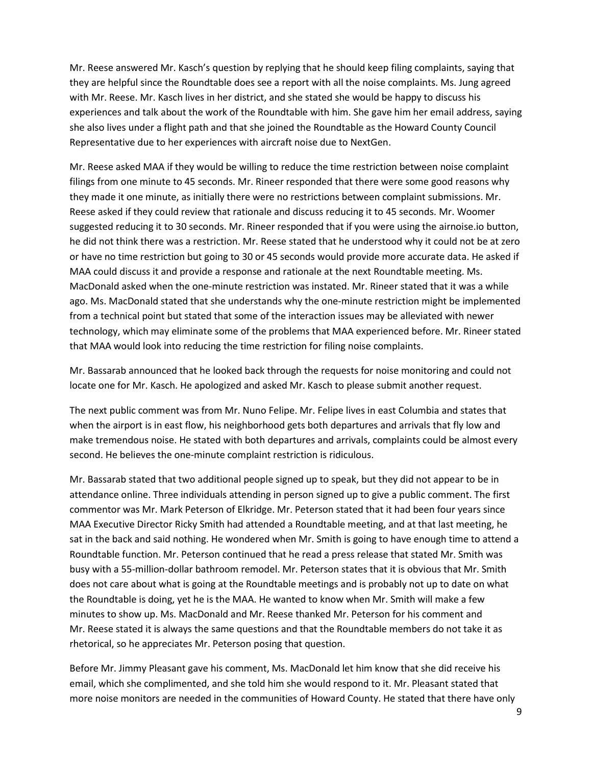Mr. Reese answered Mr. Kasch's question by replying that he should keep filing complaints, saying that they are helpful since the Roundtable does see a report with all the noise complaints. Ms. Jung agreed with Mr. Reese. Mr. Kasch lives in her district, and she stated she would be happy to discuss his experiences and talk about the work of the Roundtable with him. She gave him her email address, saying she also lives under a flight path and that she joined the Roundtable as the Howard County Council Representative due to her experiences with aircraft noise due to NextGen.

Mr. Reese asked MAA if they would be willing to reduce the time restriction between noise complaint filings from one minute to 45 seconds. Mr. Rineer responded that there were some good reasons why they made it one minute, as initially there were no restrictions between complaint submissions. Mr. Reese asked if they could review that rationale and discuss reducing it to 45 seconds. Mr. Woomer suggested reducing it to 30 seconds. Mr. Rineer responded that if you were using the airnoise.io button, he did not think there was a restriction. Mr. Reese stated that he understood why it could not be at zero or have no time restriction but going to 30 or 45 seconds would provide more accurate data. He asked if MAA could discuss it and provide a response and rationale at the next Roundtable meeting. Ms. MacDonald asked when the one-minute restriction was instated. Mr. Rineer stated that it was a while ago. Ms. MacDonald stated that she understands why the one-minute restriction might be implemented from a technical point but stated that some of the interaction issues may be alleviated with newer technology, which may eliminate some of the problems that MAA experienced before. Mr. Rineer stated that MAA would look into reducing the time restriction for filing noise complaints.

Mr. Bassarab announced that he looked back through the requests for noise monitoring and could not locate one for Mr. Kasch. He apologized and asked Mr. Kasch to please submit another request.

The next public comment was from Mr. Nuno Felipe. Mr. Felipe lives in east Columbia and states that when the airport is in east flow, his neighborhood gets both departures and arrivals that fly low and make tremendous noise. He stated with both departures and arrivals, complaints could be almost every second. He believes the one-minute complaint restriction is ridiculous.

Mr. Bassarab stated that two additional people signed up to speak, but they did not appear to be in attendance online. Three individuals attending in person signed up to give a public comment. The first commentor was Mr. Mark Peterson of Elkridge. Mr. Peterson stated that it had been four years since MAA Executive Director Ricky Smith had attended a Roundtable meeting, and at that last meeting, he sat in the back and said nothing. He wondered when Mr. Smith is going to have enough time to attend a Roundtable function. Mr. Peterson continued that he read a press release that stated Mr. Smith was busy with a 55-million-dollar bathroom remodel. Mr. Peterson states that it is obvious that Mr. Smith does not care about what is going at the Roundtable meetings and is probably not up to date on what the Roundtable is doing, yet he is the MAA. He wanted to know when Mr. Smith will make a few minutes to show up. Ms. MacDonald and Mr. Reese thanked Mr. Peterson for his comment and Mr. Reese stated it is always the same questions and that the Roundtable members do not take it as rhetorical, so he appreciates Mr. Peterson posing that question.

Before Mr. Jimmy Pleasant gave his comment, Ms. MacDonald let him know that she did receive his email, which she complimented, and she told him she would respond to it. Mr. Pleasant stated that more noise monitors are needed in the communities of Howard County. He stated that there have only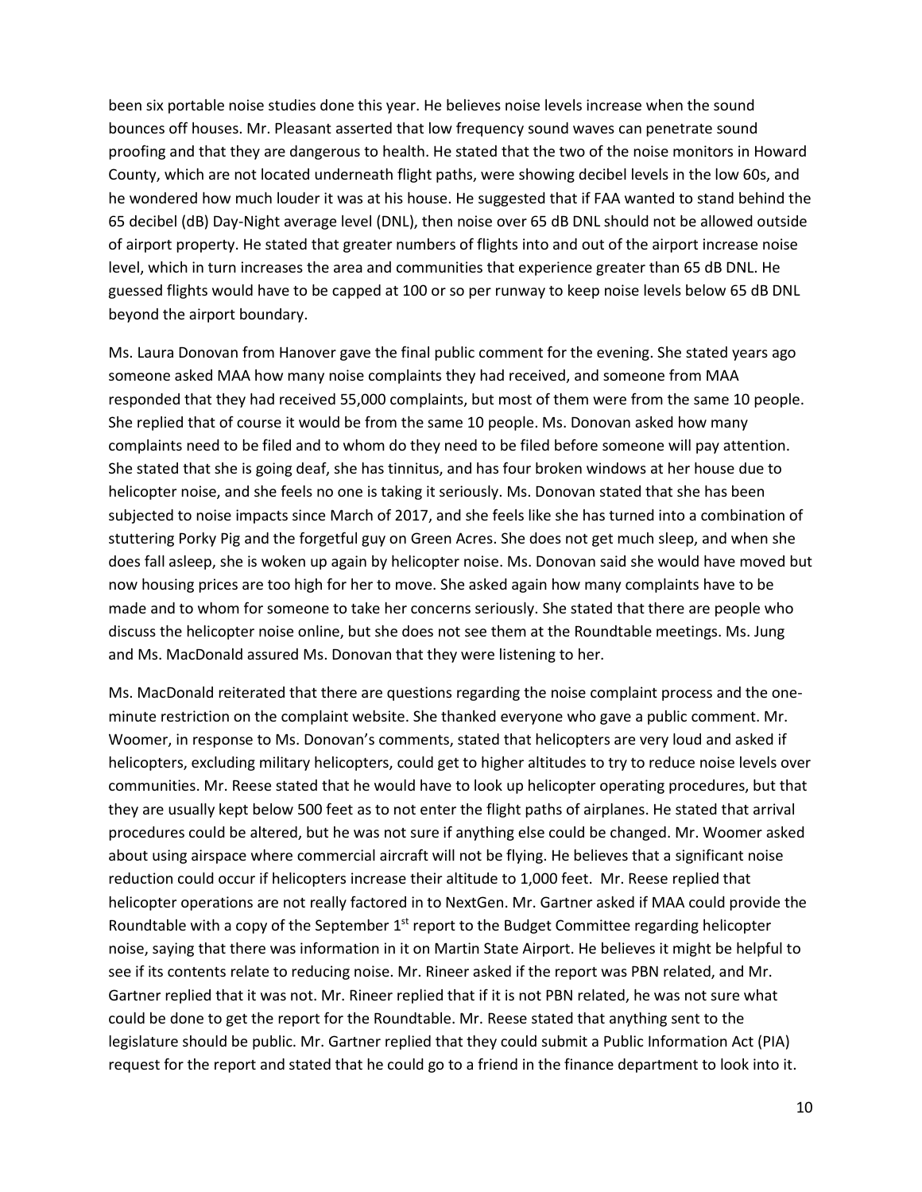been six portable noise studies done this year. He believes noise levels increase when the sound bounces off houses. Mr. Pleasant asserted that low frequency sound waves can penetrate sound proofing and that they are dangerous to health. He stated that the two of the noise monitors in Howard County, which are not located underneath flight paths, were showing decibel levels in the low 60s, and he wondered how much louder it was at his house. He suggested that if FAA wanted to stand behind the 65 decibel (dB) Day-Night average level (DNL), then noise over 65 dB DNL should not be allowed outside of airport property. He stated that greater numbers of flights into and out of the airport increase noise level, which in turn increases the area and communities that experience greater than 65 dB DNL. He guessed flights would have to be capped at 100 or so per runway to keep noise levels below 65 dB DNL beyond the airport boundary.

Ms. Laura Donovan from Hanover gave the final public comment for the evening. She stated years ago someone asked MAA how many noise complaints they had received, and someone from MAA responded that they had received 55,000 complaints, but most of them were from the same 10 people. She replied that of course it would be from the same 10 people. Ms. Donovan asked how many complaints need to be filed and to whom do they need to be filed before someone will pay attention. She stated that she is going deaf, she has tinnitus, and has four broken windows at her house due to helicopter noise, and she feels no one is taking it seriously. Ms. Donovan stated that she has been subjected to noise impacts since March of 2017, and she feels like she has turned into a combination of stuttering Porky Pig and the forgetful guy on Green Acres. She does not get much sleep, and when she does fall asleep, she is woken up again by helicopter noise. Ms. Donovan said she would have moved but now housing prices are too high for her to move. She asked again how many complaints have to be made and to whom for someone to take her concerns seriously. She stated that there are people who discuss the helicopter noise online, but she does not see them at the Roundtable meetings. Ms. Jung and Ms. MacDonald assured Ms. Donovan that they were listening to her.

Ms. MacDonald reiterated that there are questions regarding the noise complaint process and the one-minute restriction on the complaint website. She thanked everyone who gave a public comment. Mr. Woomer, in response to Ms. Donovan's comments, stated that helicopters are very loud and asked if helicopters, excluding military helicopters, could get to higher altitudes to try to reduce noise levels over communities. Mr. Reese stated that he would have to look up helicopter operating procedures, but that they are usually kept below 500 feet as to not enter the flight paths of airplanes. He stated that arrival procedures could be altered, but he was not sure if anything else could be changed. Mr. Woomer asked about using airspace where commercial aircraft will not be flying. He believes that a significant noise reduction could occur if helicopters increase their altitude to 1,000 feet. Mr. Reese replied that helicopter operations are not really factored in to NextGen. Mr. Gartner asked if MAA could provide the Roundtable with a copy of the September 1st report to the Budget Committee regarding helicopter noise, saying that there was information in it on Martin State Airport. He believes it might be helpful to see if its contents relate to reducing noise. Mr. Rineer asked if the report was PBN related, and Mr. Gartner replied that it was not. Mr. Rineer replied that if it is not PBN related, he was not sure what could be done to get the report for the Roundtable. Mr. Reese stated that anything sent to the legislature should be public. Mr. Gartner replied that they could submit a Public Information Act (PIA) request for the report and stated that he could go to a friend in the finance department to look into it.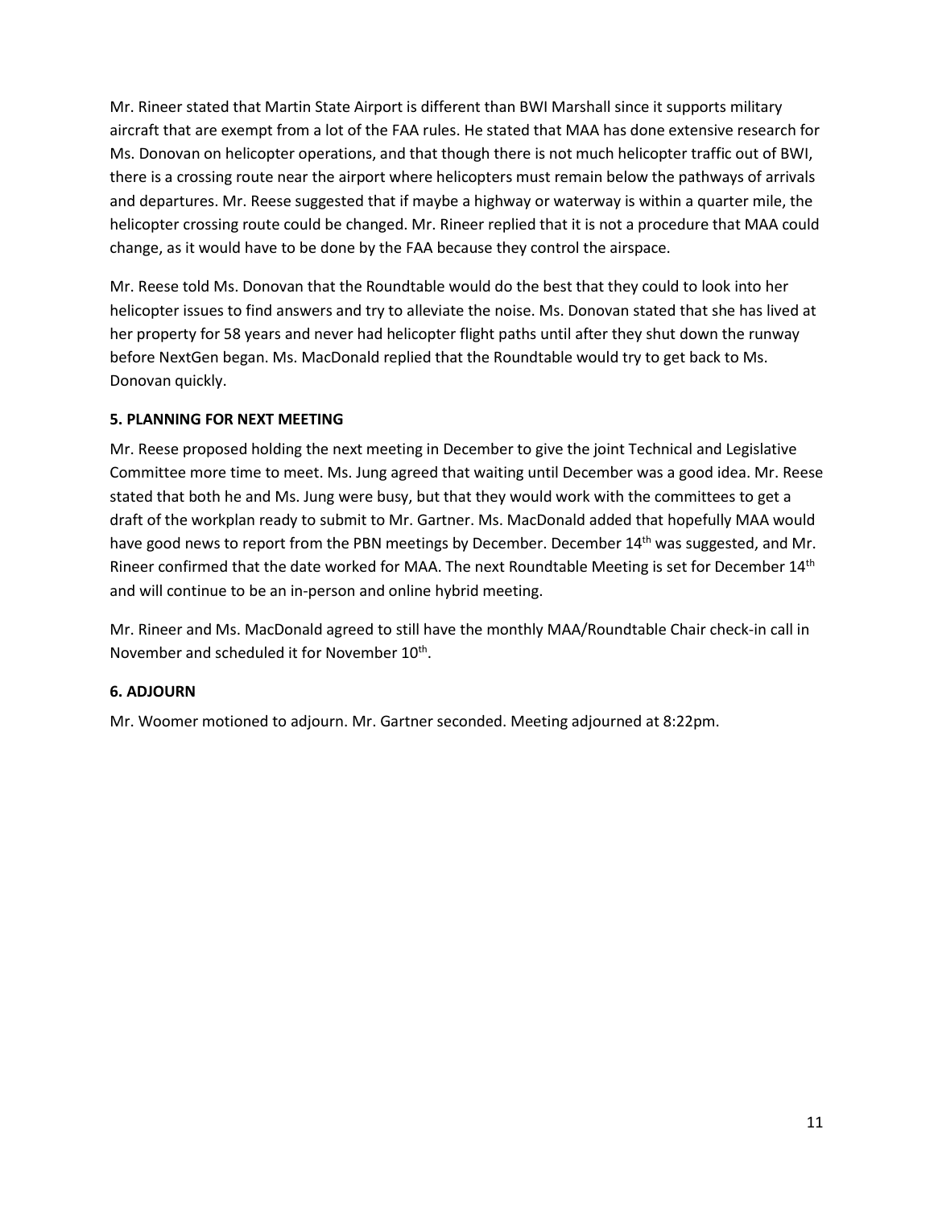Mr. Rineer stated that Martin State Airport is different than BWI Marshall since it supports military aircraft that are exempt from a lot of the FAA rules. He stated that MAA has done extensive research for Ms. Donovan on helicopter operations, and that though there is not much helicopter traffic out of BWI, there is a crossing route near the airport where helicopters must remain below the pathways of arrivals and departures. Mr. Reese suggested that if maybe a highway or waterway is within a quarter mile, the helicopter crossing route could be changed. Mr. Rineer replied that it is not a procedure that MAA could change, as it would have to be done by the FAA because they control the airspace.

Mr. Reese told Ms. Donovan that the Roundtable would do the best that they could to look into her helicopter issues to find answers and try to alleviate the noise. Ms. Donovan stated that she has lived at her property for 58 years and never had helicopter flight paths until after they shut down the runway before NextGen began. Ms. MacDonald replied that the Roundtable would try to get back to Ms. Donovan quickly.

**5. PLANNING FOR NEXT MEETING**

Mr. Reese proposed holding the next meeting in December to give the joint Technical and Legislative Committee more time to meet. Ms. Jung agreed that waiting until December was a good idea. Mr. Reese stated that both he and Ms. Jung were busy, but that they would work with the committees to get a draft of the workplan ready to submit to Mr. Gartner. Ms. MacDonald added that hopefully MAA would have good news to report from the PBN meetings by December. December 14th was suggested, and Mr. Rineer confirmed that the date worked for MAA. The next Roundtable Meeting is set for December 14th and will continue to be an in-person and online hybrid meeting.

Mr. Rineer and Ms. MacDonald agreed to still have the monthly MAA/Roundtable Chair check-in call in November and scheduled it for November 10th.

**6. ADJOURN**

Mr. Woomer motioned to adjourn. Mr. Gartner seconded. Meeting adjourned at 8:22pm.